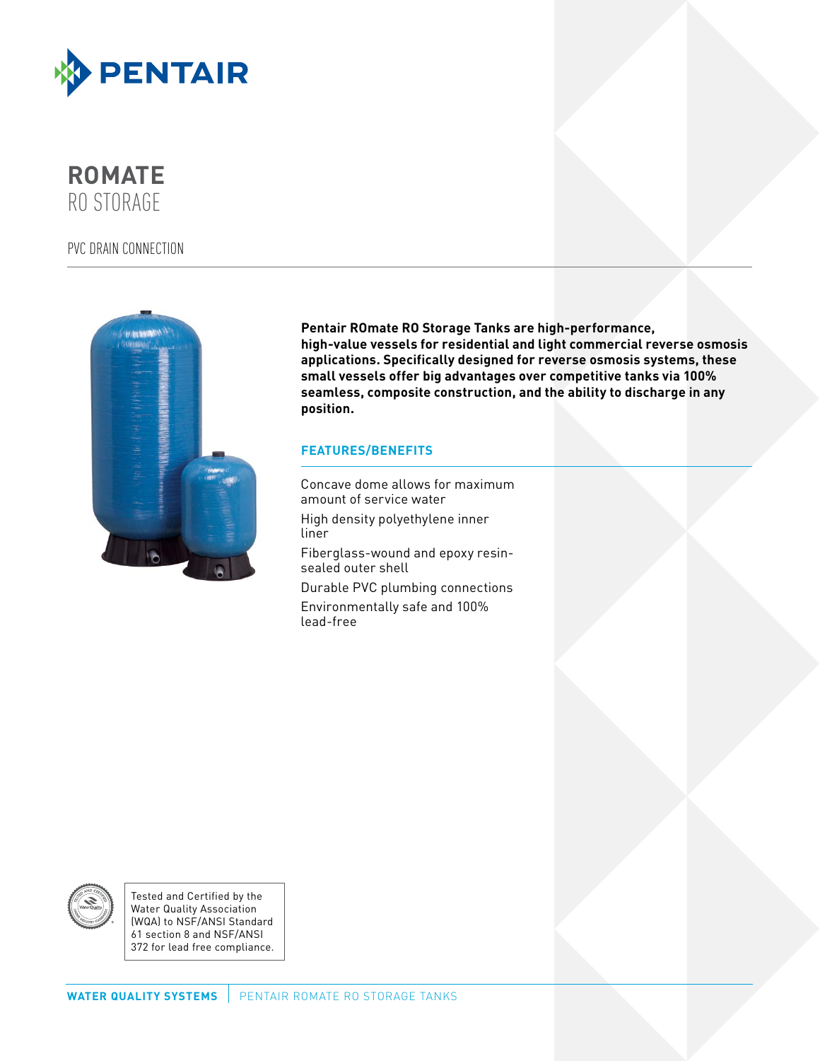PENTAIR

# ROMATE
## RO STORAGE

PVC DRAIN CONNECTION

**Pentair ROmate RO Storage Tanks are high-performance, high-value vessels for residential and light commercial reverse osmosis applications. Specifically designed for reverse osmosis systems, these small vessels offer big advantages over competitive tanks via 100% seamless, composite construction, and the ability to discharge in any position.**

### FEATURES/BENEFITS

- Concave dome allows for maximum amount of service water
- High density polyethylene inner liner
- Fiberglass-wound and epoxy resin-sealed outer shell
- Durable PVC plumbing connections
- Environmentally safe and 100% lead-free

Tested and Certified by the Water Quality Association (WQA) to NSF/ANSI Standard 61 section 8 and NSF/ANSI 372 for lead free compliance.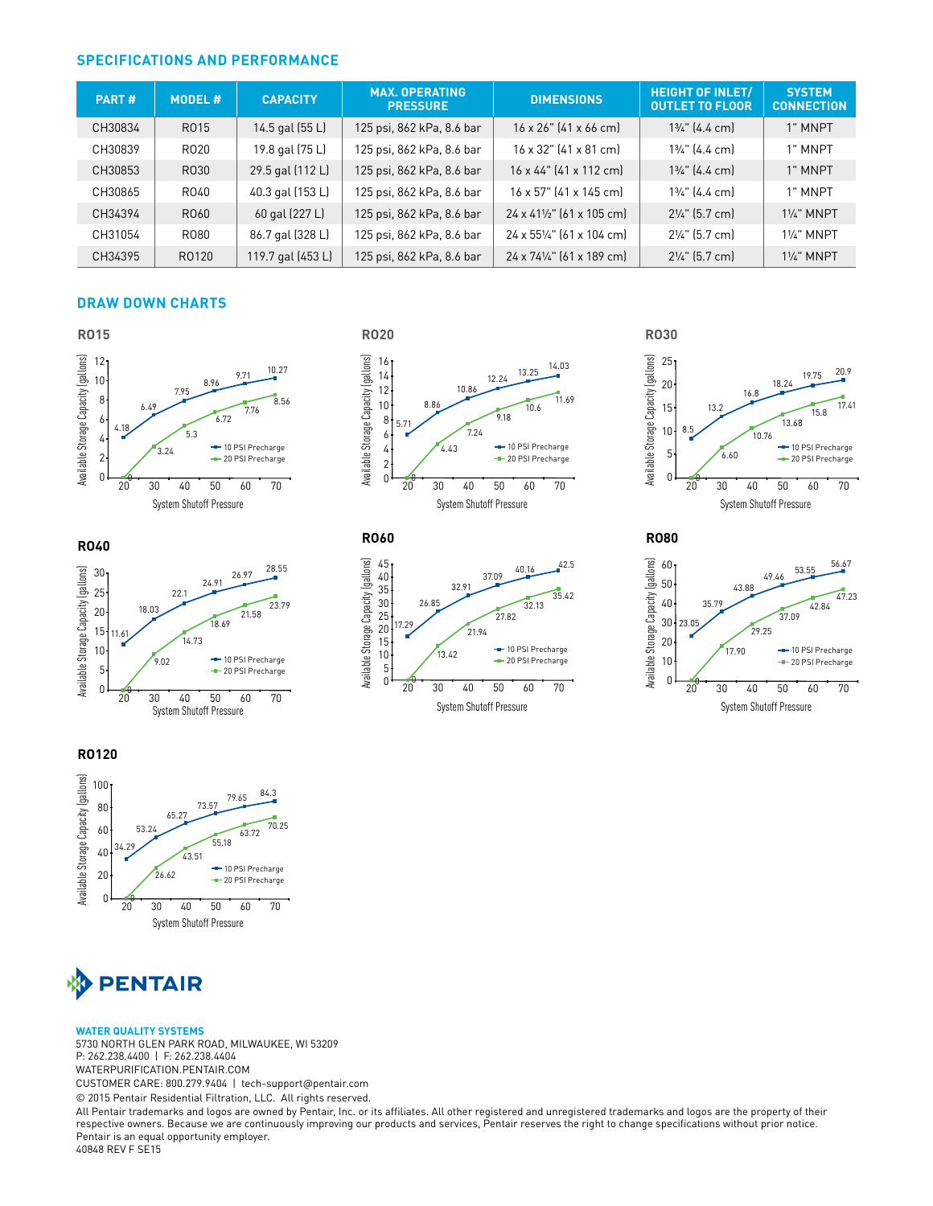## SPECIFICATIONS AND PERFORMANCE

| PART # | MODEL # | CAPACITY | MAX. OPERATING PRESSURE | DIMENSIONS | HEIGHT OF INLET/ OUTLET TO FLOOR | SYSTEM CONNECTION |
|---|---|---|---|---|---|---|
| CH30834 | RO15 | 14.5 gal (55 L) | 125 psi, 862 kPa, 8.6 bar | 16 x 26" (41 x 66 cm) | 1¾" (4.4 cm) | 1" MNPT |
| CH30839 | RO20 | 19.8 gal (75 L) | 125 psi, 862 kPa, 8.6 bar | 16 x 32" (41 x 81 cm) | 1¾" (4.4 cm) | 1" MNPT |
| CH30853 | RO30 | 29.5 gal (112 L) | 125 psi, 862 kPa, 8.6 bar | 16 x 44" (41 x 112 cm) | 1¾" (4.4 cm) | 1" MNPT |
| CH30865 | RO40 | 40.3 gal (153 L) | 125 psi, 862 kPa, 8.6 bar | 16 x 57" (41 x 145 cm) | 1¾" (4.4 cm) | 1" MNPT |
| CH34394 | RO60 | 60 gal (227 L) | 125 psi, 862 kPa, 8.6 bar | 24 x 41½" (61 x 105 cm) | 2¼" (5.7 cm) | 1¼" MNPT |
| CH31054 | RO80 | 86.7 gal (328 L) | 125 psi, 862 kPa, 8.6 bar | 24 x 55¼" (61 x 104 cm) | 2¼" (5.7 cm) | 1¼" MNPT |
| CH34395 | RO120 | 119.7 gal (453 L) | 125 psi, 862 kPa, 8.6 bar | 24 x 74¼" (61 x 189 cm) | 2¼" (5.7 cm) | 1¼" MNPT |

## DRAW DOWN CHARTS

### RO15

Available Storage Capacity (gallons)
System Shutoff Pressure
10 PSI Precharge: 4.18, 6.49, 7.95, 8.96, 9.71, 10.27
20 PSI Precharge: 0, 3.24, 5.3, 6.72, 7.76, 8.56

### RO20

Available Storage Capacity (gallons)
System Shutoff Pressure
10 PSI Precharge: 5.71, 8.86, 10.86, 12.24, 13.25, 14.03
20 PSI Precharge: 0, 4.43, 7.24, 9.18, 10.6, 11.69

### RO30

Available Storage Capacity (gallons)
System Shutoff Pressure
10 PSI Precharge: 8.5, 13.2, 16.8, 18.24, 19.75, 20.9
20 PSI Precharge: 0, 6.60, 10.76, 13.68, 15.8, 17.41

### RO40

Available Storage Capacity (gallons)
System Shutoff Pressure
10 PSI Precharge: 11.61, 18.03, 22.1, 24.91, 26.97, 28.55
20 PSI Precharge: 0, 9.02, 14.73, 18.69, 21.58, 23.79

### RO60

Available Storage Capacity (gallons)
System Shutoff Pressure
10 PSI Precharge: 17.29, 26.85, 32.91, 37.09, 40.16, 42.5
20 PSI Precharge: 0, 13.42, 21.94, 27.82, 32.13, 35.42

### RO80

Available Storage Capacity (gallons)
System Shutoff Pressure
10 PSI Precharge: 23.05, 35.79, 43.88, 49.46, 53.55, 56.67
20 PSI Precharge: 0, 17.90, 29.25, 37.09, 42.84, 47.23

### RO120

Available Storage Capacity (gallons)
System Shutoff Pressure
10 PSI Precharge: 34.29, 53.24, 65.27, 73.57, 79.65, 84.3
20 PSI Precharge: 0, 26.62, 43.51, 55.18, 63.72, 70.25

PENTAIR

**WATER QUALITY SYSTEMS**
5730 NORTH GLEN PARK ROAD, MILWAUKEE, WI 53209
P: 262.238.4400 | F: 262.238.4404
WATERPURIFICATION.PENTAIR.COM
CUSTOMER CARE: 800.279.9404 | tech-support@pentair.com
© 2015 Pentair Residential Filtration, LLC. All rights reserved.
All Pentair trademarks and logos are owned by Pentair, Inc. or its affiliates. All other registered and unregistered trademarks and logos are the property of their respective owners. Because we are continuously improving our products and services, Pentair reserves the right to change specifications without prior notice. Pentair is an equal opportunity employer.
40848 REV F SE15